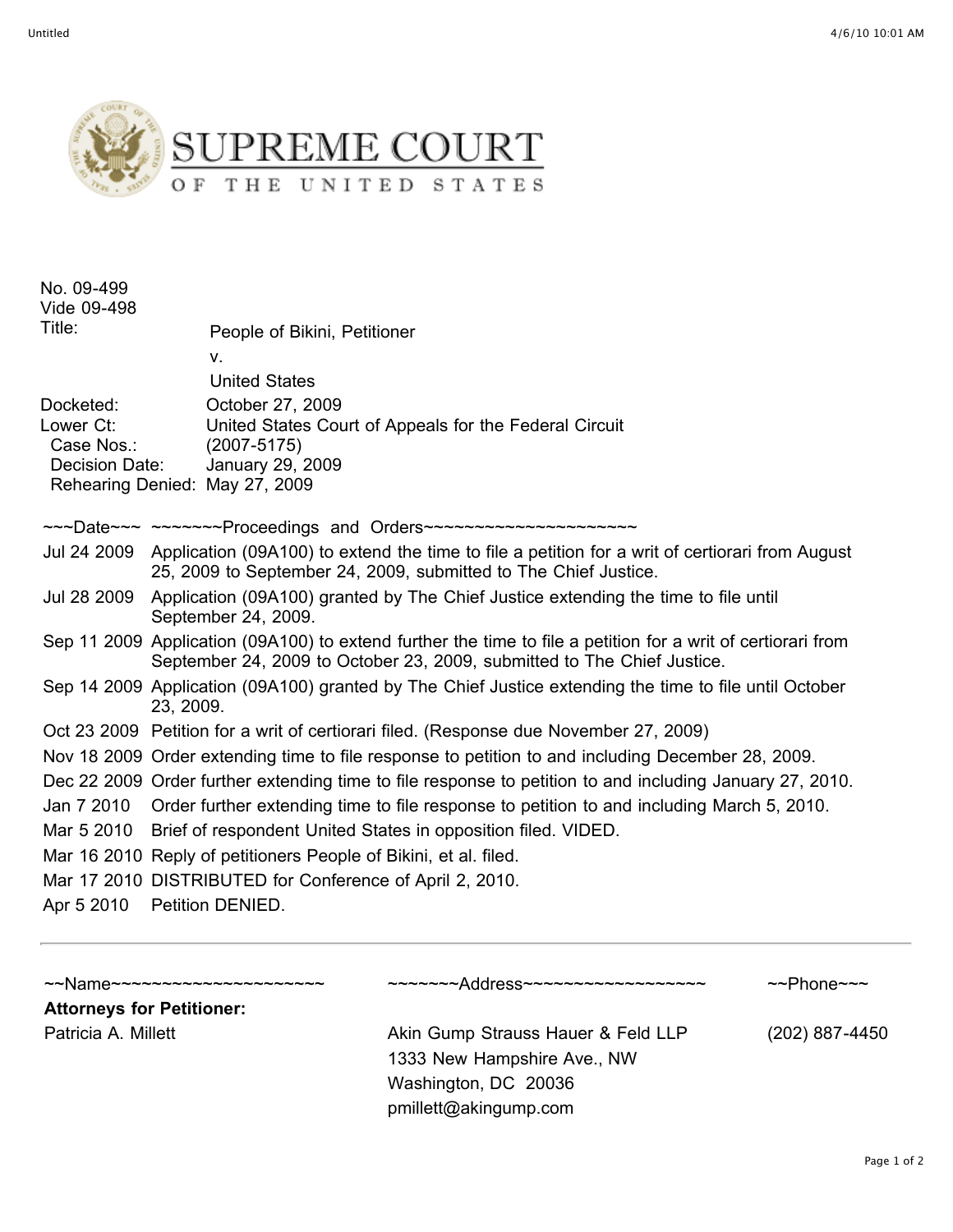# SUPREME COURT OF THE UNITED STATES

No. 09-499
Vide 09-498

| | |
|---|---|
| Title: | People of Bikini, Petitioner<br>v.<br>United States |
| Docketed: | October 27, 2009 |
| Lower Ct: | United States Court of Appeals for the Federal Circuit |
| Case Nos.: | (2007-5175) |
| Decision Date: | January 29, 2009 |
| Rehearing Denied: | May 27, 2009 |

| ~~~Date~~~ | ~~~~~~~Proceedings and Orders~~~~~~~~~~~~~~~~~~~~~ |
|---|---|
| Jul 24 2009 | Application (09A100) to extend the time to file a petition for a writ of certiorari from August 25, 2009 to September 24, 2009, submitted to The Chief Justice. |
| Jul 28 2009 | Application (09A100) granted by The Chief Justice extending the time to file until September 24, 2009. |
| Sep 11 2009 | Application (09A100) to extend further the time to file a petition for a writ of certiorari from September 24, 2009 to October 23, 2009, submitted to The Chief Justice. |
| Sep 14 2009 | Application (09A100) granted by The Chief Justice extending the time to file until October 23, 2009. |
| Oct 23 2009 | Petition for a writ of certiorari filed. (Response due November 27, 2009) |
| Nov 18 2009 | Order extending time to file response to petition to and including December 28, 2009. |
| Dec 22 2009 | Order further extending time to file response to petition to and including January 27, 2010. |
| Jan 7 2010 | Order further extending time to file response to petition to and including March 5, 2010. |
| Mar 5 2010 | Brief of respondent United States in opposition filed. VIDED. |
| Mar 16 2010 | Reply of petitioners People of Bikini, et al. filed. |
| Mar 17 2010 | DISTRIBUTED for Conference of April 2, 2010. |
| Apr 5 2010 | Petition DENIED. |

---

| ~~Name~~~~~~~~~~~~~~~~~~~~~ | ~~~~~~~Address~~~~~~~~~~~~~~~~~~ | ~~Phone~~~ |
|---|---|---|
| **Attorneys for Petitioner:** | | |
| Patricia A. Millett | Akin Gump Strauss Hauer & Feld LLP<br>1333 New Hampshire Ave., NW<br>Washington, DC 20036<br>pmillett@akingump.com | (202) 887-4450 |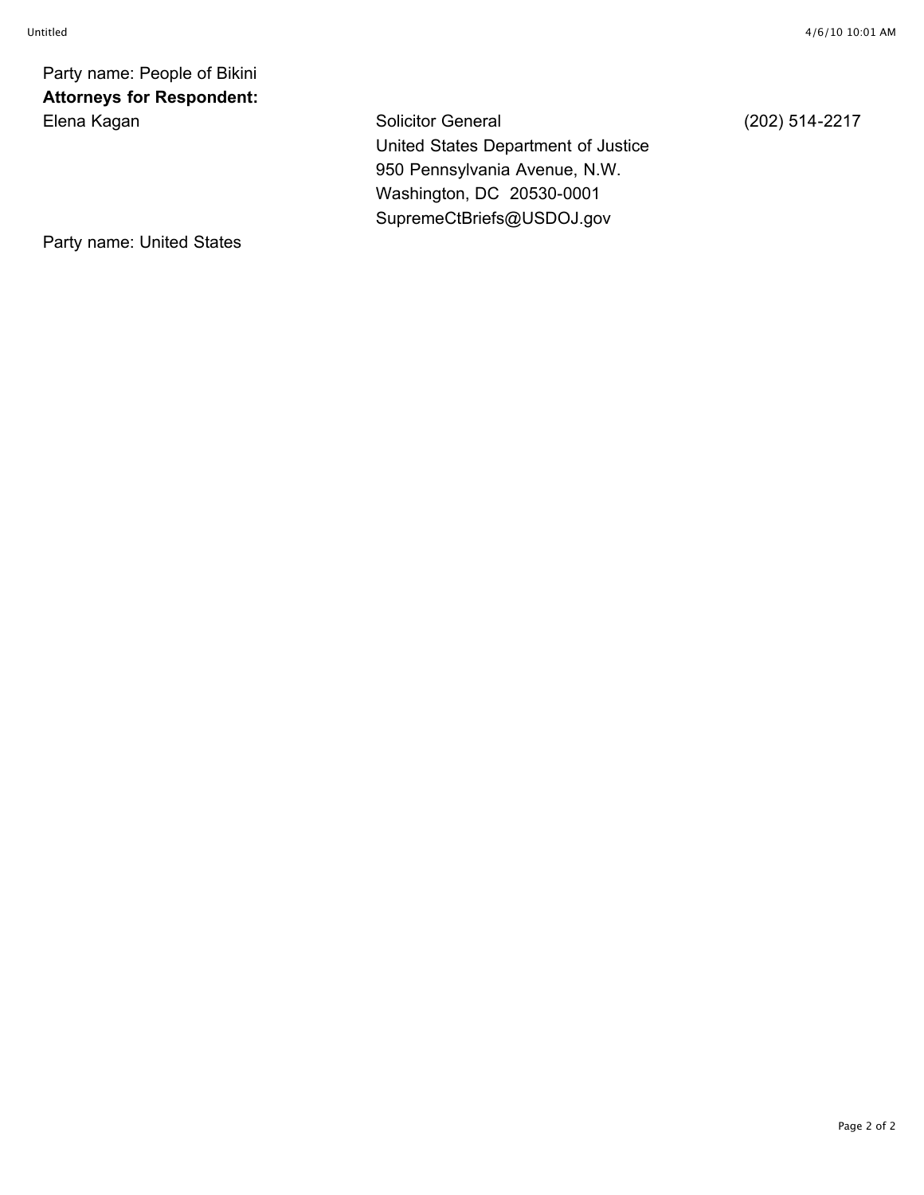Party name: People of Bikini

**Attorneys for Respondent:**

| | | |
|---|---|---|
| Elena Kagan | Solicitor General<br>United States Department of Justice<br>950 Pennsylvania Avenue, N.W.<br>Washington, DC 20530-0001<br>SupremeCtBriefs@USDOJ.gov | (202) 514-2217 |

Party name: United States